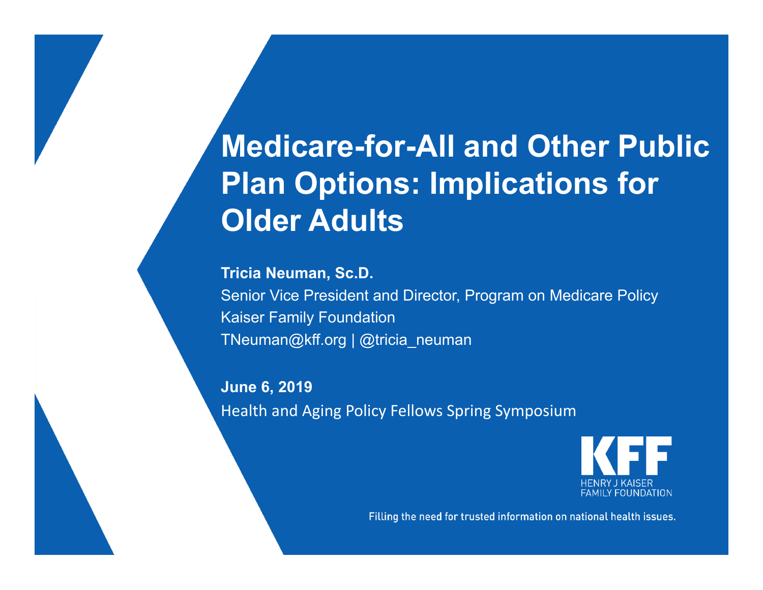# Medicare-for-All and Other Public Plan Options: Implications for Older Adults

**Tricia Neuman, Sc.D.**

Senior Vice President and Director, Program on Medicare Policy

Kaiser Family Foundation

TNeuman@kff.org | @tricia_neuman

**June 6, 2019**

Health and Aging Policy Fellows Spring Symposium

KFF

HENRY J KAISER FAMILY FOUNDATION

Filling the need for trusted information on national health issues.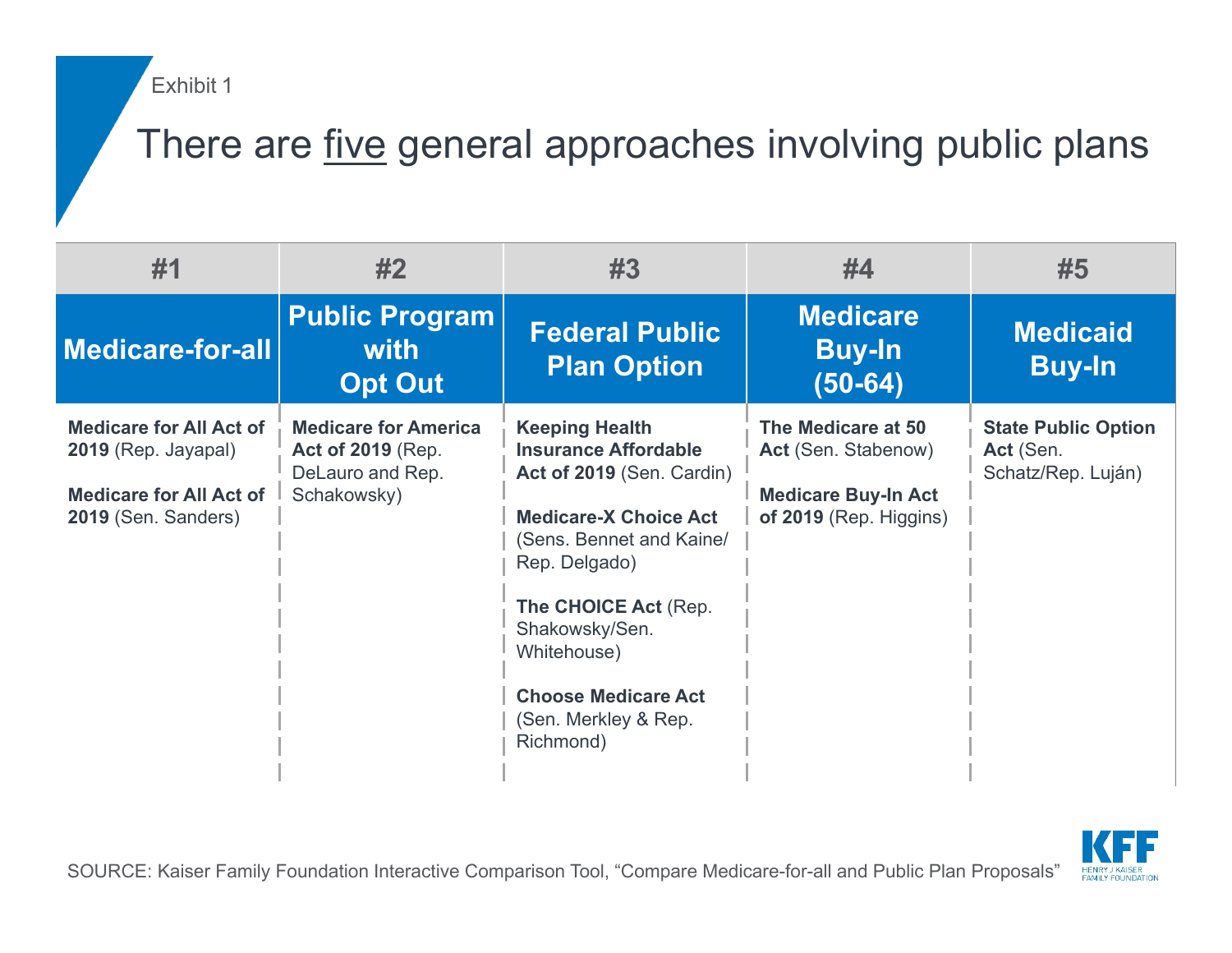Exhibit 1

# There are five general approaches involving public plans

| #1 | #2 | #3 | #4 | #5 |
|---|---|---|---|---|
| **Medicare-for-all** | **Public Program with Opt Out** | **Federal Public Plan Option** | **Medicare Buy-In (50-64)** | **Medicaid Buy-In** |
| **Medicare for All Act of 2019** (Rep. Jayapal)<br><br>**Medicare for All Act of 2019** (Sen. Sanders) | **Medicare for America Act of 2019** (Rep. DeLauro and Rep. Schakowsky) | **Keeping Health Insurance Affordable Act of 2019** (Sen. Cardin)<br><br>**Medicare-X Choice Act** (Sens. Bennet and Kaine/ Rep. Delgado)<br><br>**The CHOICE Act** (Rep. Shakowsky/Sen. Whitehouse)<br><br>**Choose Medicare Act** (Sen. Merkley & Rep. Richmond) | **The Medicare at 50 Act** (Sen. Stabenow)<br><br>**Medicare Buy-In Act of 2019** (Rep. Higgins) | **State Public Option Act** (Sen. Schatz/Rep. Luján) |

SOURCE: Kaiser Family Foundation Interactive Comparison Tool, "Compare Medicare-for-all and Public Plan Proposals"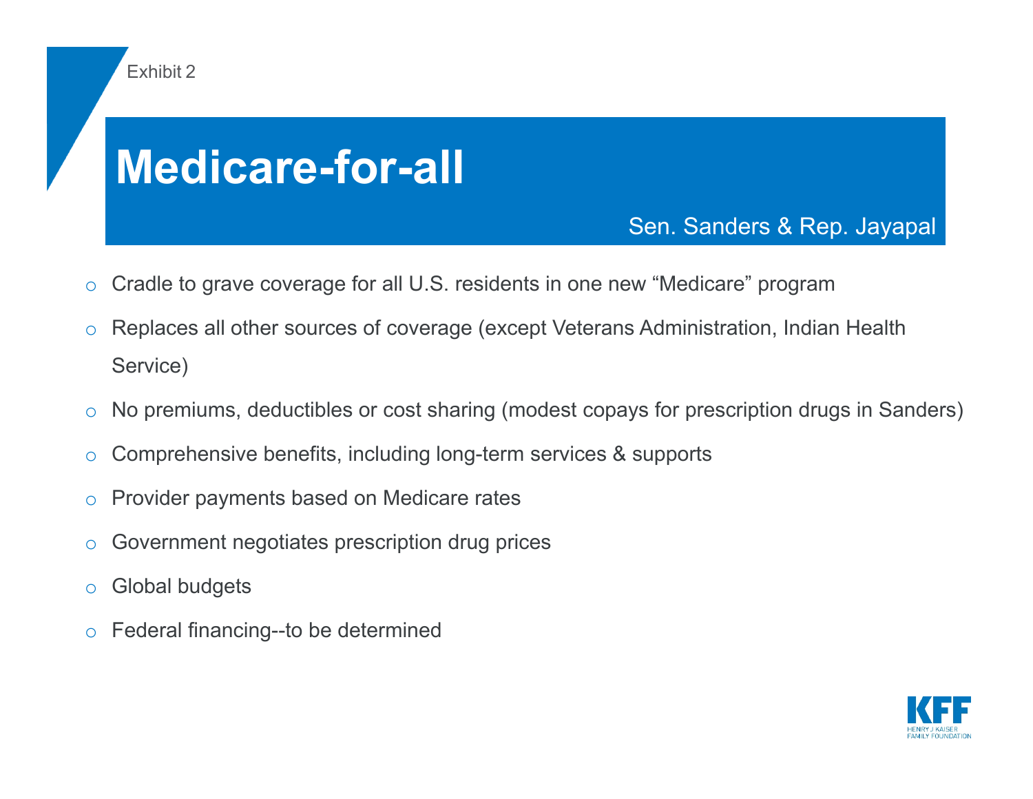Exhibit 2

# Medicare-for-all

Sen. Sanders & Rep. Jayapal

- Cradle to grave coverage for all U.S. residents in one new “Medicare” program
- Replaces all other sources of coverage (except Veterans Administration, Indian Health Service)
- No premiums, deductibles or cost sharing (modest copays for prescription drugs in Sanders)
- Comprehensive benefits, including long-term services & supports
- Provider payments based on Medicare rates
- Government negotiates prescription drug prices
- Global budgets
- Federal financing--to be determined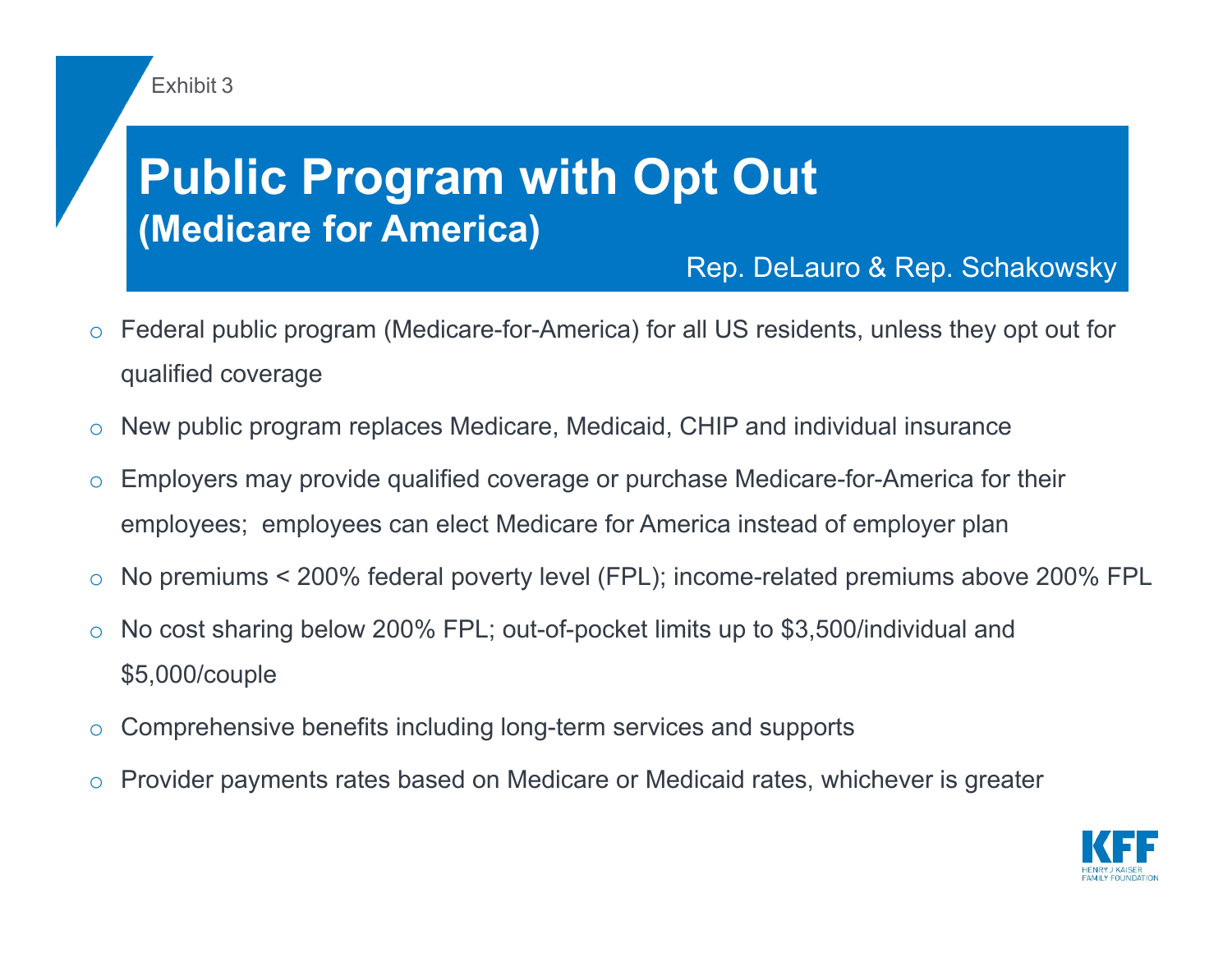Exhibit 3

# Public Program with Opt Out
## (Medicare for America)

Rep. DeLauro & Rep. Schakowsky

- Federal public program (Medicare-for-America) for all US residents, unless they opt out for qualified coverage
- New public program replaces Medicare, Medicaid, CHIP and individual insurance
- Employers may provide qualified coverage or purchase Medicare-for-America for their employees; employees can elect Medicare for America instead of employer plan
- No premiums < 200% federal poverty level (FPL); income-related premiums above 200% FPL
- No cost sharing below 200% FPL; out-of-pocket limits up to $3,500/individual and $5,000/couple
- Comprehensive benefits including long-term services and supports
- Provider payments rates based on Medicare or Medicaid rates, whichever is greater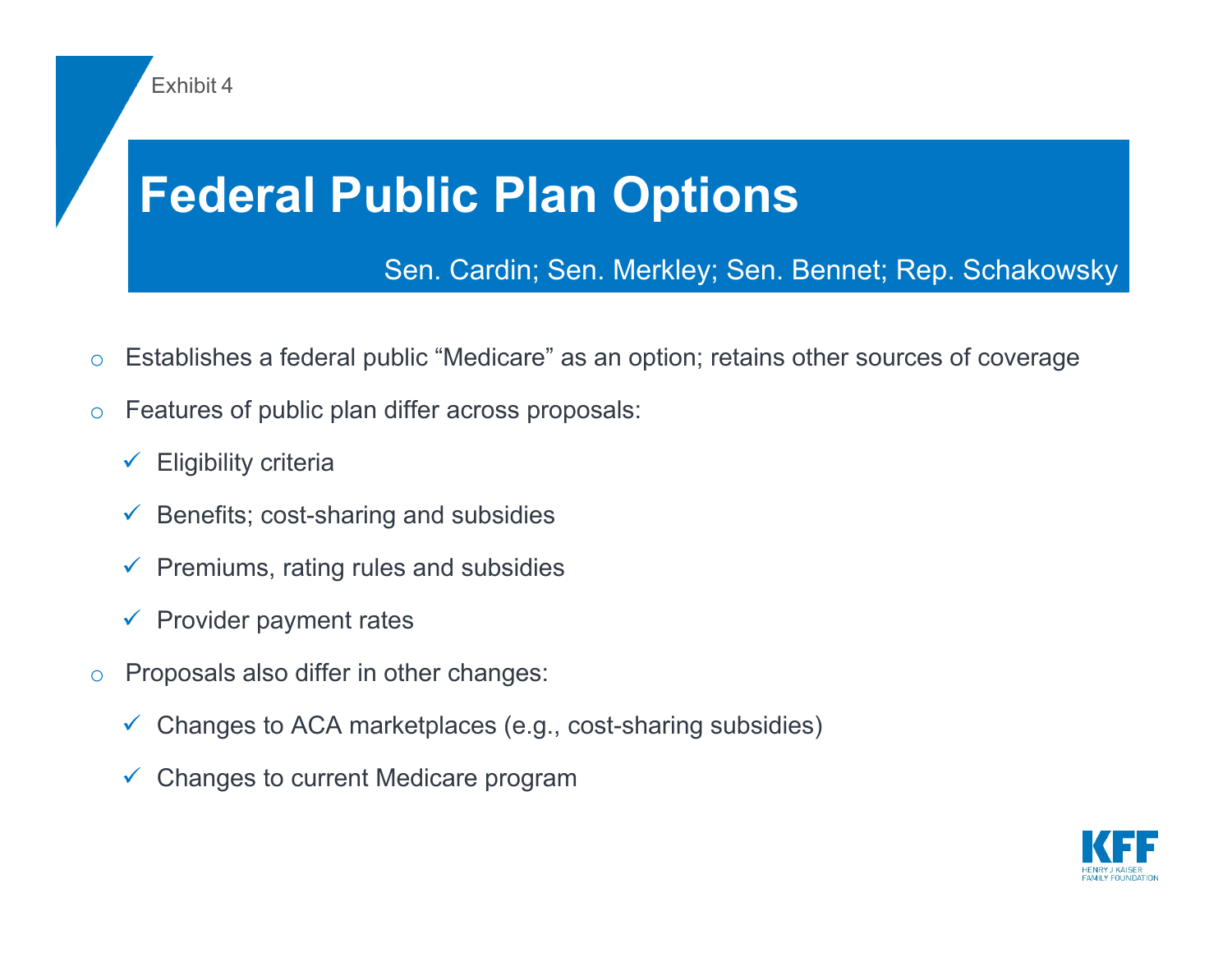Exhibit 4

# Federal Public Plan Options

Sen. Cardin; Sen. Merkley; Sen. Bennet; Rep. Schakowsky

- Establishes a federal public "Medicare" as an option; retains other sources of coverage
- Features of public plan differ across proposals:
  - ✓ Eligibility criteria
  - ✓ Benefits; cost-sharing and subsidies
  - ✓ Premiums, rating rules and subsidies
  - ✓ Provider payment rates
- Proposals also differ in other changes:
  - ✓ Changes to ACA marketplaces (e.g., cost-sharing subsidies)
  - ✓ Changes to current Medicare program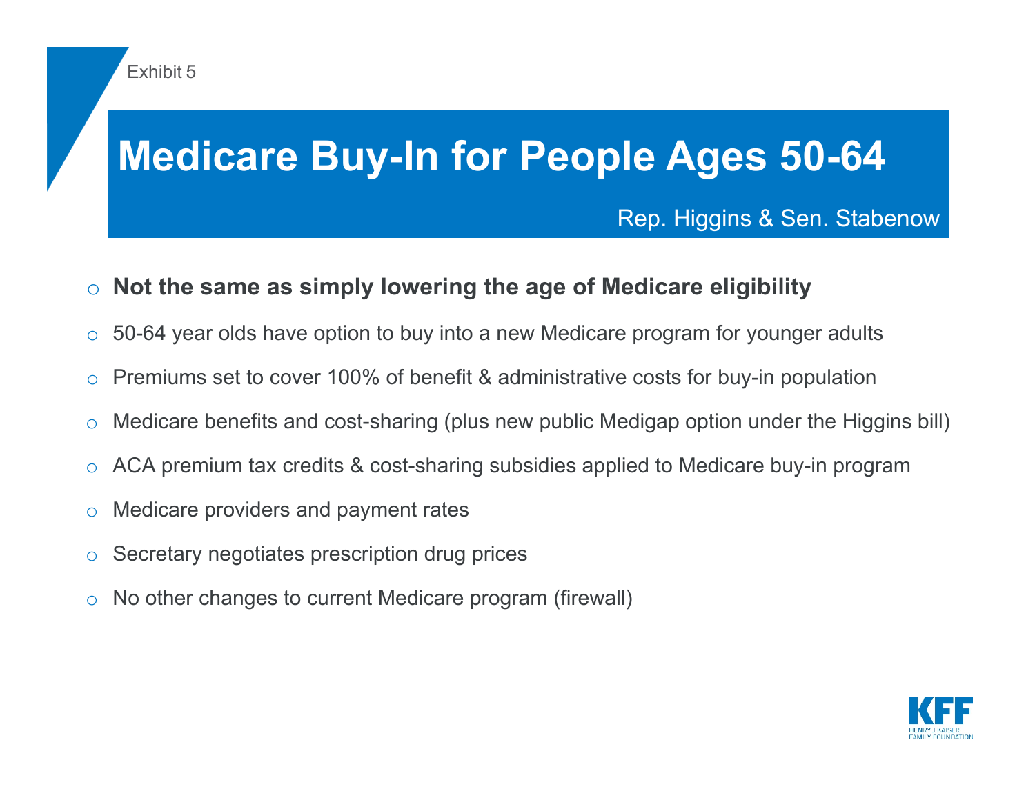Exhibit 5

# Medicare Buy-In for People Ages 50-64

Rep. Higgins & Sen. Stabenow

- **Not the same as simply lowering the age of Medicare eligibility**
- 50-64 year olds have option to buy into a new Medicare program for younger adults
- Premiums set to cover 100% of benefit & administrative costs for buy-in population
- Medicare benefits and cost-sharing (plus new public Medigap option under the Higgins bill)
- ACA premium tax credits & cost-sharing subsidies applied to Medicare buy-in program
- Medicare providers and payment rates
- Secretary negotiates prescription drug prices
- No other changes to current Medicare program (firewall)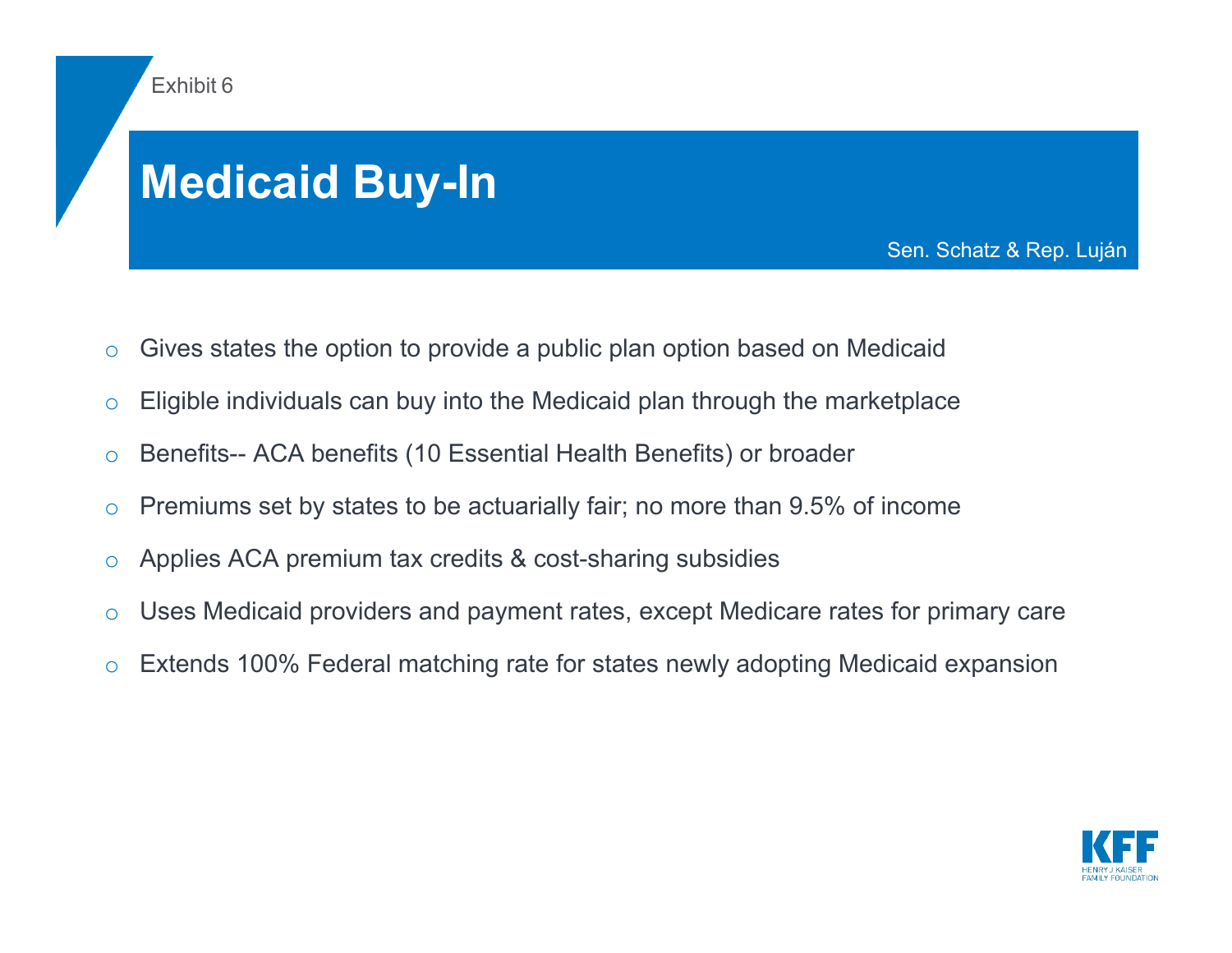Exhibit 6

# Medicaid Buy-In

Sen. Schatz & Rep. Luján

- Gives states the option to provide a public plan option based on Medicaid
- Eligible individuals can buy into the Medicaid plan through the marketplace
- Benefits-- ACA benefits (10 Essential Health Benefits) or broader
- Premiums set by states to be actuarially fair; no more than 9.5% of income
- Applies ACA premium tax credits & cost-sharing subsidies
- Uses Medicaid providers and payment rates, except Medicare rates for primary care
- Extends 100% Federal matching rate for states newly adopting Medicaid expansion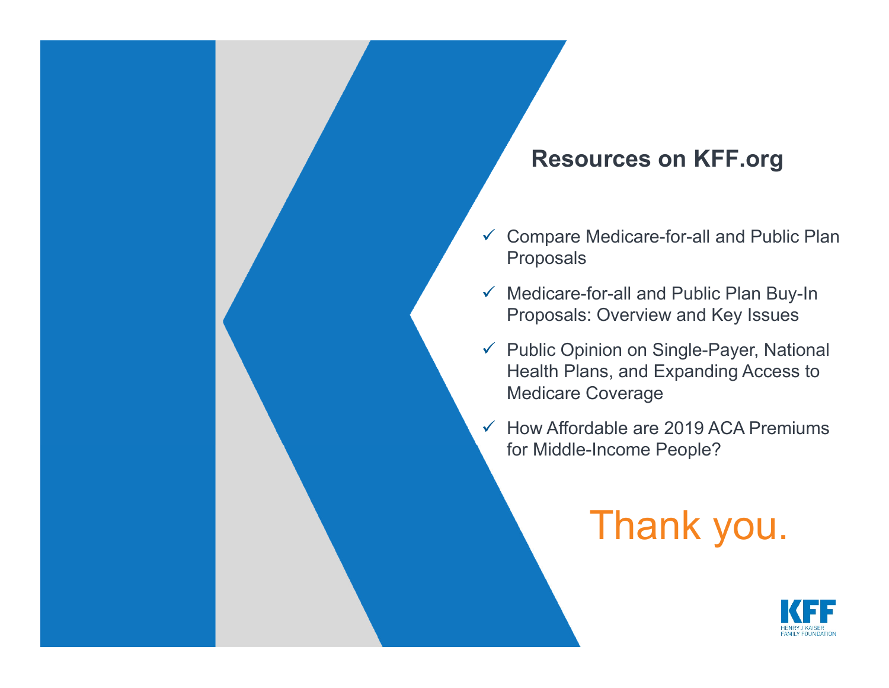## Resources on KFF.org

- ✓ Compare Medicare-for-all and Public Plan Proposals
- ✓ Medicare-for-all and Public Plan Buy-In Proposals: Overview and Key Issues
- ✓ Public Opinion on Single-Payer, National Health Plans, and Expanding Access to Medicare Coverage
- ✓ How Affordable are 2019 ACA Premiums for Middle-Income People?

Thank you.

KFF
HENRY J KAISER
FAMILY FOUNDATION